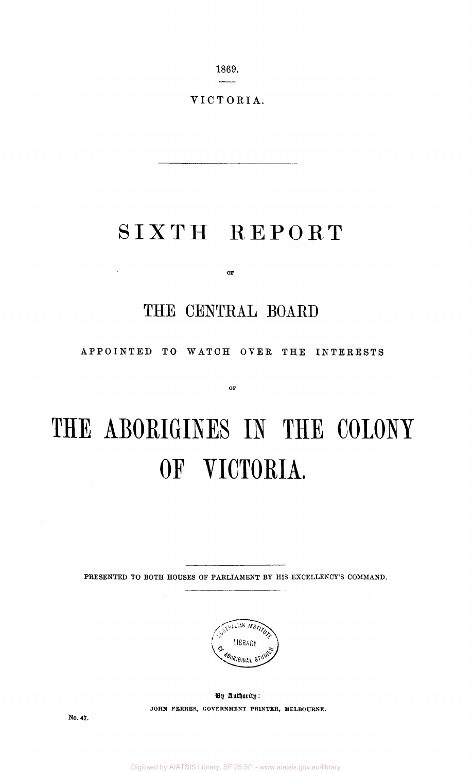1869.

VICTORIA.

# SIXTH REPORT

OF

## THE CENTRAL BOARD

APPOINTED TO WATCH OVER THE INTERESTS

OF

# THE ABORIGINES IN THE COLONY OF VICTORIA.

PRESENTED TO BOTH HOUSES OF PARLIAMENT BY HIS EXCELLENCY'S COMMAND.

By Authority:

JOHN FERRES, GOVERNMENT PRINTER, MELBOURNE.

No. 47.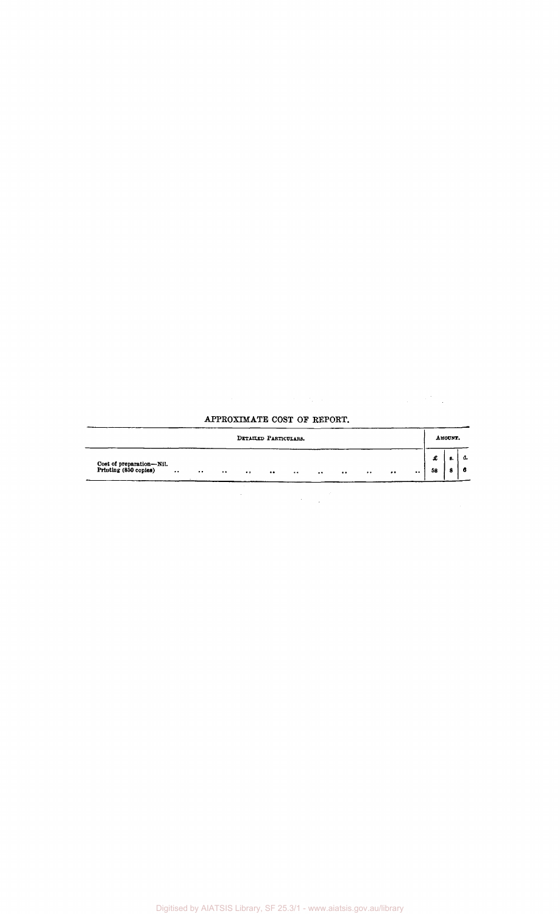## APPROXIMATE COST OF REPORT.

| Detailed Particulars. | £ | s. | d. |
|---|---|---|---|
| Cost of preparation—Nil. | | | |
| Printing (850 copies) .. .. .. .. .. .. .. .. .. .. .. | 58 | 8 | 6 |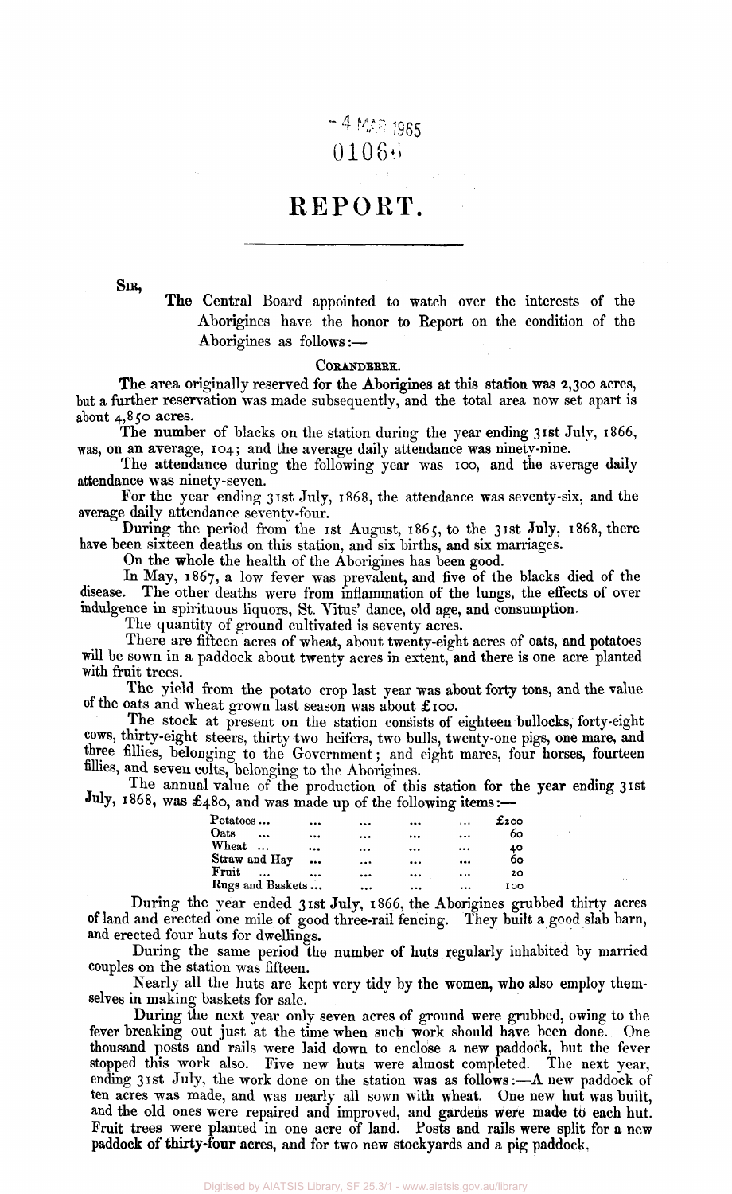- 4 MAR 1965
01066

# REPORT.

SIR,

The Central Board appointed to watch over the interests of the Aborigines have the honor to Report on the condition of the Aborigines as follows:—

## CORANDERRK.

The area originally reserved for the Aborigines at this station was 2,300 acres, but a further reservation was made subsequently, and the total area now set apart is about 4,850 acres.

The number of blacks on the station during the year ending 31st July, 1866, was, on an average, 104; and the average daily attendance was ninety-nine.

The attendance during the following year was 100, and the average daily attendance was ninety-seven.

For the year ending 31st July, 1868, the attendance was seventy-six, and the average daily attendance seventy-four.

During the period from the 1st August, 1865, to the 31st July, 1868, there have been sixteen deaths on this station, and six births, and six marriages.

On the whole the health of the Aborigines has been good.

In May, 1867, a low fever was prevalent, and five of the blacks died of the disease. The other deaths were from inflammation of the lungs, the effects of over indulgence in spirituous liquors, St. Vitus' dance, old age, and consumption.

The quantity of ground cultivated is seventy acres.

There are fifteen acres of wheat, about twenty-eight acres of oats, and potatoes will be sown in a paddock about twenty acres in extent, and there is one acre planted with fruit trees.

The yield from the potato crop last year was about forty tons, and the value of the oats and wheat grown last season was about £100.

The stock at present on the station consists of eighteen bullocks, forty-eight cows, thirty-eight steers, thirty-two heifers, two bulls, twenty-one pigs, one mare, and three fillies, belonging to the Government; and eight mares, four horses, fourteen fillies, and seven colts, belonging to the Aborigines.

The annual value of the production of this station for the year ending 31st July, 1868, was £480, and was made up of the following items:—

| | |
|---|---|
| Potatoes ... | £200 |
| Oats ... | 60 |
| Wheat ... | 40 |
| Straw and Hay ... | 60 |
| Fruit ... | 20 |
| Rugs and Baskets ... | 100 |

During the year ended 31st July, 1866, the Aborigines grubbed thirty acres of land and erected one mile of good three-rail fencing. They built a good slab barn, and erected four huts for dwellings.

During the same period the number of huts regularly inhabited by married couples on the station was fifteen.

Nearly all the huts are kept very tidy by the women, who also employ themselves in making baskets for sale.

During the next year only seven acres of ground were grubbed, owing to the fever breaking out just at the time when such work should have been done. One thousand posts and rails were laid down to enclose a new paddock, but the fever stopped this work also. Five new huts were almost completed. The next year, ending 31st July, the work done on the station was as follows:—A new paddock of ten acres was made, and was nearly all sown with wheat. One new hut was built, and the old ones were repaired and improved, and gardens were made to each hut. Fruit trees were planted in one acre of land. Posts and rails were split for a new paddock of thirty-four acres, and for two new stockyards and a pig paddock,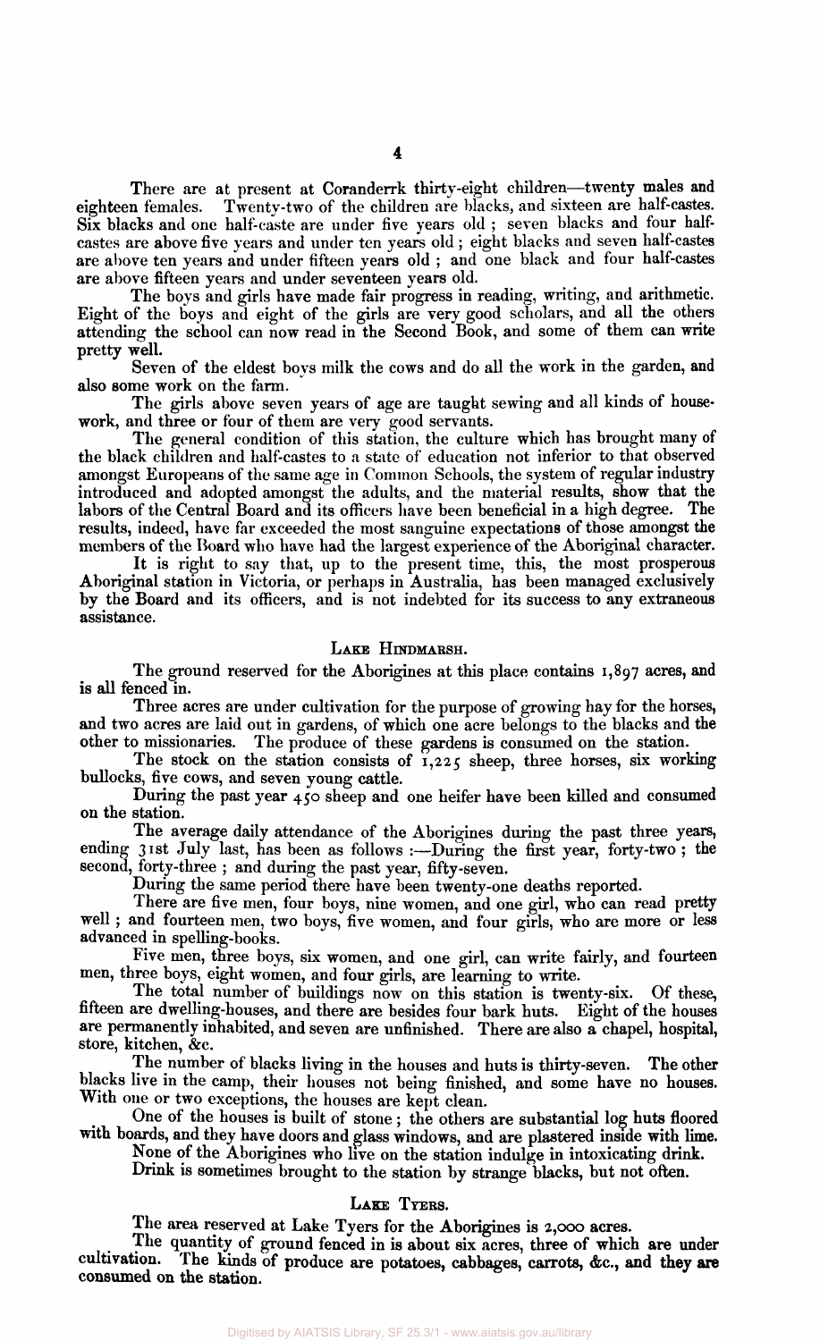There are at present at Coranderrk thirty-eight children—twenty males and eighteen females. Twenty-two of the children are blacks, and sixteen are half-castes. Six blacks and one half-caste are under five years old ; seven blacks and four half-castes are above five years and under ten years old ; eight blacks and seven half-castes are above ten years and under fifteen years old ; and one black and four half-castes are above fifteen years and under seventeen years old.

The boys and girls have made fair progress in reading, writing, and arithmetic. Eight of the boys and eight of the girls are very good scholars, and all the others attending the school can now read in the Second Book, and some of them can write pretty well.

Seven of the eldest boys milk the cows and do all the work in the garden, and also some work on the farm.

The girls above seven years of age are taught sewing and all kinds of housework, and three or four of them are very good servants.

The general condition of this station, the culture which has brought many of the black children and half-castes to a state of education not inferior to that observed amongst Europeans of the same age in Common Schools, the system of regular industry introduced and adopted amongst the adults, and the material results, show that the labors of the Central Board and its officers have been beneficial in a high degree. The results, indeed, have far exceeded the most sanguine expectations of those amongst the members of the Board who have had the largest experience of the Aboriginal character.

It is right to say that, up to the present time, this, the most prosperous Aboriginal station in Victoria, or perhaps in Australia, has been managed exclusively by the Board and its officers, and is not indebted for its success to any extraneous assistance.

## Lake Hindmarsh.

The ground reserved for the Aborigines at this place contains 1,897 acres, and is all fenced in.

Three acres are under cultivation for the purpose of growing hay for the horses, and two acres are laid out in gardens, of which one acre belongs to the blacks and the other to missionaries. The produce of these gardens is consumed on the station.

The stock on the station consists of 1,225 sheep, three horses, six working bullocks, five cows, and seven young cattle.

During the past year 450 sheep and one heifer have been killed and consumed on the station.

The average daily attendance of the Aborigines during the past three years, ending 31st July last, has been as follows :—During the first year, forty-two ; the second, forty-three ; and during the past year, fifty-seven.

During the same period there have been twenty-one deaths reported.

There are five men, four boys, nine women, and one girl, who can read pretty well ; and fourteen men, two boys, five women, and four girls, who are more or less advanced in spelling-books.

Five men, three boys, six women, and one girl, can write fairly, and fourteen men, three boys, eight women, and four girls, are learning to write.

The total number of buildings now on this station is twenty-six. Of these, fifteen are dwelling-houses, and there are besides four bark huts. Eight of the houses are permanently inhabited, and seven are unfinished. There are also a chapel, hospital, store, kitchen, &c.

The number of blacks living in the houses and huts is thirty-seven. The other blacks live in the camp, their houses not being finished, and some have no houses. With one or two exceptions, the houses are kept clean.

One of the houses is built of stone ; the others are substantial log huts floored with boards, and they have doors and glass windows, and are plastered inside with lime.

None of the Aborigines who live on the station indulge in intoxicating drink.

Drink is sometimes brought to the station by strange blacks, but not often.

## Lake Tyers.

The area reserved at Lake Tyers for the Aborigines is 2,000 acres.

The quantity of ground fenced in is about six acres, three of which are under cultivation. The kinds of produce are potatoes, cabbages, carrots, &c., and they are consumed on the station.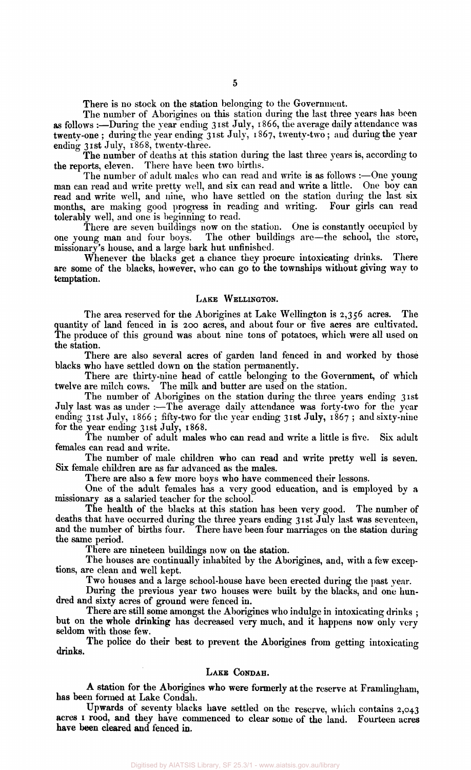There is no stock on the station belonging to the Government.

The number of Aborigines on this station during the last three years has been as follows :—During the year ending 31st July, 1866, the average daily attendance was twenty-one ; during the year ending 31st July, 1867, twenty-two ; and during the year ending 31st July, 1868, twenty-three.

The number of deaths at this station during the last three years is, according to the reports, eleven. There have been two births.

The number of adult males who can read and write is as follows :—One young man can read and write pretty well, and six can read and write a little. One boy can read and write well, and nine, who have settled on the station during the last six months, are making good progress in reading and writing. Four girls can read tolerably well, and one is beginning to read.

There are seven buildings now on the station. One is constantly occupied by one young man and four boys. The other buildings are—the school, the store, missionary's house, and a large bark hut unfinished.

Whenever the blacks get a chance they procure intoxicating drinks. There are some of the blacks, however, who can go to the townships without giving way to temptation.

## Lake Wellington.

The area reserved for the Aborigines at Lake Wellington is 2,356 acres. The quantity of land fenced in is 200 acres, and about four or five acres are cultivated. The produce of this ground was about nine tons of potatoes, which were all used on the station.

There are also several acres of garden land fenced in and worked by those blacks who have settled down on the station permanently.

There are thirty-nine head of cattle belonging to the Government, of which twelve are milch cows. The milk and butter are used on the station.

The number of Aborigines on the station during the three years ending 31st July last was as under :—The average daily attendance was forty-two for the year ending 31st July, 1866 ; fifty-two for the year ending 31st July, 1867 ; and sixty-nine for the year ending 31st July, 1868.

The number of adult males who can read and write a little is five. Six adult females can read and write.

The number of male children who can read and write pretty well is seven. Six female children are as far advanced as the males.

There are also a few more boys who have commenced their lessons.

One of the adult females has a very good education, and is employed by a missionary as a salaried teacher for the school.

The health of the blacks at this station has been very good. The number of deaths that have occurred during the three years ending 31st July last was seventeen, and the number of births four. There have been four marriages on the station during the same period.

There are nineteen buildings now on the station.

The houses are continually inhabited by the Aborigines, and, with a few exceptions, are clean and well kept.

Two houses and a large school-house have been erected during the past year.

During the previous year two houses were built by the blacks, and one hundred and sixty acres of ground were fenced in.

There are still some amongst the Aborigines who indulge in intoxicating drinks ; but on the whole drinking has decreased very much, and it happens now only very seldom with those few.

The police do their best to prevent the Aborigines from getting intoxicating drinks.

## Lake Condah.

A station for the Aborigines who were formerly at the reserve at Framlingham, has been formed at Lake Condah.

Upwards of seventy blacks have settled on the reserve, which contains 2,043 acres 1 rood, and they have commenced to clear some of the land. Fourteen acres have been cleared and fenced in.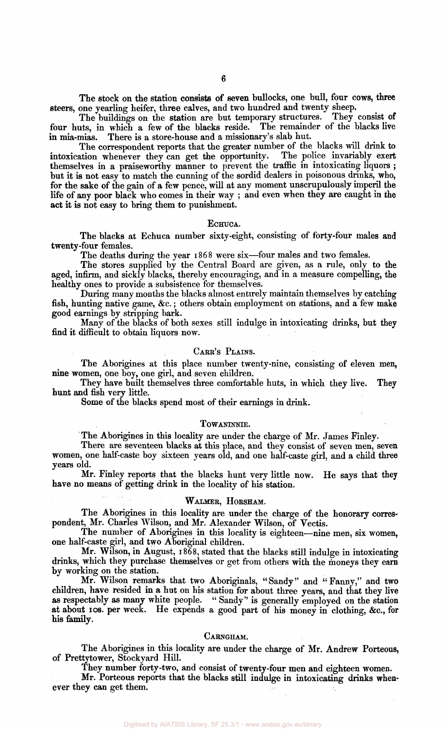The stock on the station consists of seven bullocks, one bull, four cows, three steers, one yearling heifer, three calves, and two hundred and twenty sheep.

The buildings on the station are but temporary structures. They consist of four huts, in which a few of the blacks reside. The remainder of the blacks live in mia-mias. There is a store-house and a missionary's slab hut.

The correspondent reports that the greater number of the blacks will drink to intoxication whenever they can get the opportunity. The police invariably exert themselves in a praiseworthy manner to prevent the traffic in intoxicating liquors; but it is not easy to match the cunning of the sordid dealers in poisonous drinks, who, for the sake of the gain of a few pence, will at any moment unscrupulously imperil the life of any poor black who comes in their way; and even when they are caught in the act it is not easy to bring them to punishment.

## ECHUCA.

The blacks at Echuca number sixty-eight, consisting of forty-four males and twenty-four females.

The deaths during the year 1868 were six—four males and two females.

The stores supplied by the Central Board are given, as a rule, only to the aged, infirm, and sickly blacks, thereby encouraging, and in a measure compelling, the healthy ones to provide a subsistence for themselves.

During many months the blacks almost entirely maintain themselves by catching fish, hunting native game, &c.; others obtain employment on stations, and a few make good earnings by stripping bark.

Many of the blacks of both sexes still indulge in intoxicating drinks, but they find it difficult to obtain liquors now.

## CARR'S PLAINS.

The Aborigines at this place number twenty-nine, consisting of eleven men, nine women, one boy, one girl, and seven children.

They have built themselves three comfortable huts, in which they live. They hunt and fish very little.

Some of the blacks spend most of their earnings in drink.

## TOWANINNIE.

The Aborigines in this locality are under the charge of Mr. James Finley.

There are seventeen blacks at this place, and they consist of seven men, seven women, one half-caste boy sixteen years old, and one half-caste girl, and a child three years old.

Mr. Finley reports that the blacks hunt very little now. He says that they have no means of getting drink in the locality of his station.

## WALMER, HORSHAM.

The Aborigines in this locality are under the charge of the honorary correspondent, Mr. Charles Wilson, and Mr. Alexander Wilson, of Vectis.

The number of Aborigines in this locality is eighteen—nine men, six women, one half-caste girl, and two Aboriginal children.

Mr. Wilson, in August, 1868, stated that the blacks still indulge in intoxicating drinks, which they purchase themselves or get from others with the moneys they earn by working on the station.

Mr. Wilson remarks that two Aboriginals, "Sandy" and "Fanny," and two children, have resided in a hut on his station for about three years, and that they live as respectably as many white people. "Sandy" is generally employed on the station at about 10s. per week. He expends a good part of his money in clothing, &c., for his family.

## CARNGHAM.

The Aborigines in this locality are under the charge of Mr. Andrew Porteous, of Prettytower, Stockyard Hill.

They number forty-two, and consist of twenty-four men and eighteen women.

Mr. Porteous reports that the blacks still indulge in intoxicating drinks whenever they can get them.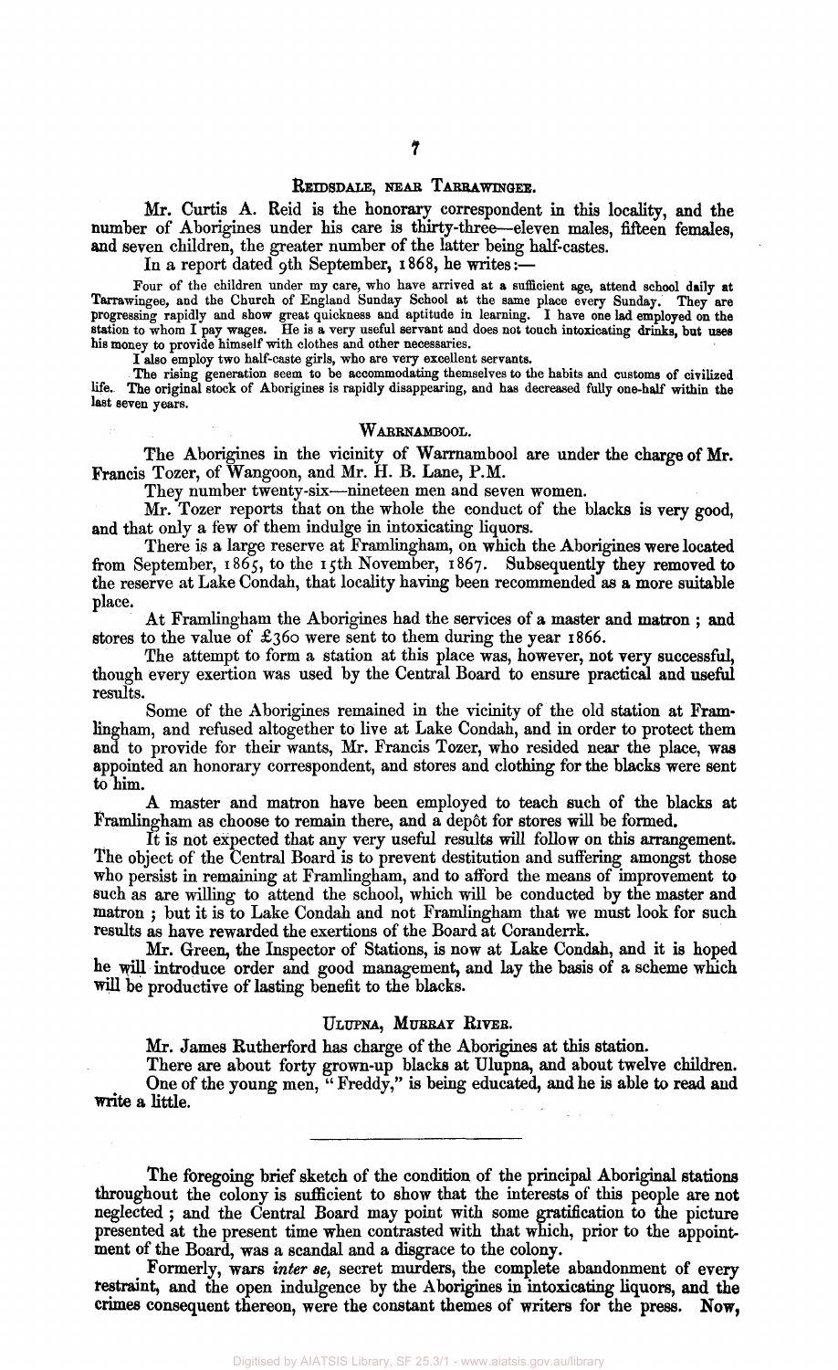### Reidsdale, near Tarrawingee.

Mr. Curtis A. Reid is the honorary correspondent in this locality, and the number of Aborigines under his care is thirty-three—eleven males, fifteen females, and seven children, the greater number of the latter being half-castes.

In a report dated 9th September, 1868, he writes:—

> Four of the children under my care, who have arrived at a sufficient age, attend school daily at Tarrawingee, and the Church of England Sunday School at the same place every Sunday. They are progressing rapidly and show great quickness and aptitude in learning. I have one lad employed on the station to whom I pay wages. He is a very useful servant and does not touch intoxicating drinks, but uses his money to provide himself with clothes and other necessaries.
>
> I also employ two half-caste girls, who are very excellent servants.
>
> The rising generation seem to be accommodating themselves to the habits and customs of civilized life. The original stock of Aborigines is rapidly disappearing, and has decreased fully one-half within the last seven years.

### Warrnambool.

The Aborigines in the vicinity of Warrnambool are under the charge of Mr. Francis Tozer, of Wangoon, and Mr. H. B. Lane, P.M.

They number twenty-six—nineteen men and seven women.

Mr. Tozer reports that on the whole the conduct of the blacks is very good, and that only a few of them indulge in intoxicating liquors.

There is a large reserve at Framlingham, on which the Aborigines were located from September, 1865, to the 15th November, 1867. Subsequently they removed to the reserve at Lake Condah, that locality having been recommended as a more suitable place.

At Framlingham the Aborigines had the services of a master and matron; and stores to the value of £360 were sent to them during the year 1866.

The attempt to form a station at this place was, however, not very successful, though every exertion was used by the Central Board to ensure practical and useful results.

Some of the Aborigines remained in the vicinity of the old station at Framlingham, and refused altogether to live at Lake Condah, and in order to protect them and to provide for their wants, Mr. Francis Tozer, who resided near the place, was appointed an honorary correspondent, and stores and clothing for the blacks were sent to him.

A master and matron have been employed to teach such of the blacks at Framlingham as choose to remain there, and a depôt for stores will be formed.

It is not expected that any very useful results will follow on this arrangement. The object of the Central Board is to prevent destitution and suffering amongst those who persist in remaining at Framlingham, and to afford the means of improvement to such as are willing to attend the school, which will be conducted by the master and matron; but it is to Lake Condah and not Framlingham that we must look for such results as have rewarded the exertions of the Board at Coranderrk.

Mr. Green, the Inspector of Stations, is now at Lake Condah, and it is hoped he will introduce order and good management, and lay the basis of a scheme which will be productive of lasting benefit to the blacks.

### Ulupna, Murray River.

Mr. James Rutherford has charge of the Aborigines at this station.

There are about forty grown-up blacks at Ulupna, and about twelve children.

One of the young men, "Freddy," is being educated, and he is able to read and write a little.

---

The foregoing brief sketch of the condition of the principal Aboriginal stations throughout the colony is sufficient to show that the interests of this people are not neglected; and the Central Board may point with some gratification to the picture presented at the present time when contrasted with that which, prior to the appointment of the Board, was a scandal and a disgrace to the colony.

Formerly, wars *inter se*, secret murders, the complete abandonment of every restraint, and the open indulgence by the Aborigines in intoxicating liquors, and the crimes consequent thereon, were the constant themes of writers for the press. Now,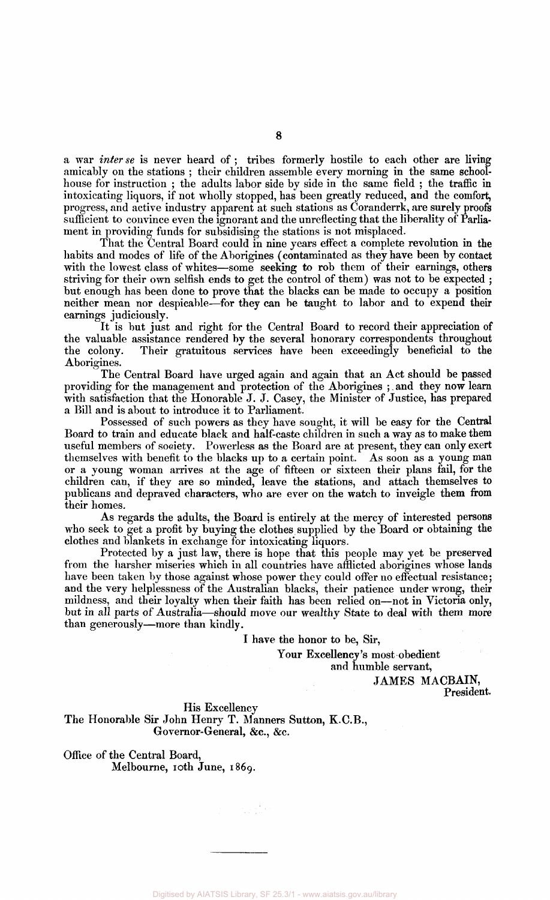a war *inter se* is never heard of; tribes formerly hostile to each other are living amicably on the stations; their children assemble every morning in the same school-house for instruction; the adults labor side by side in the same field; the traffic in intoxicating liquors, if not wholly stopped, has been greatly reduced, and the comfort, progress, and active industry apparent at such stations as Coranderrk, are surely proofs sufficient to convince even the ignorant and the unreflecting that the liberality of Parliament in providing funds for subsidising the stations is not misplaced.

That the Central Board could in nine years effect a complete revolution in the habits and modes of life of the Aborigines (contaminated as they have been by contact with the lowest class of whites—some seeking to rob them of their earnings, others striving for their own selfish ends to get the control of them) was not to be expected; but enough has been done to prove that the blacks can be made to occupy a position neither mean nor despicable—for they can be taught to labor and to expend their earnings judiciously.

It is but just and right for the Central Board to record their appreciation of the valuable assistance rendered by the several honorary correspondents throughout the colony. Their gratuitous services have been exceedingly beneficial to the Aborigines.

The Central Board have urged again and again that an Act should be passed providing for the management and protection of the Aborigines; and they now learn with satisfaction that the Honorable J. J. Casey, the Minister of Justice, has prepared a Bill and is about to introduce it to Parliament.

Possessed of such powers as they have sought, it will be easy for the Central Board to train and educate black and half-caste children in such a way as to make them useful members of society. Powerless as the Board are at present, they can only exert themselves with benefit to the blacks up to a certain point. As soon as a young man or a young woman arrives at the age of fifteen or sixteen their plans fail, for the children can, if they are so minded, leave the stations, and attach themselves to publicans and depraved characters, who are ever on the watch to inveigle them from their homes.

As regards the adults, the Board is entirely at the mercy of interested persons who seek to get a profit by buying the clothes supplied by the Board or obtaining the clothes and blankets in exchange for intoxicating liquors.

Protected by a just law, there is hope that this people may yet be preserved from the harsher miseries which in all countries have afflicted aborigines whose lands have been taken by those against whose power they could offer no effectual resistance; and the very helplessness of the Australian blacks, their patience under wrong, their mildness, and their loyalty when their faith has been relied on—not in Victoria only, but in all parts of Australia—should move our wealthy State to deal with them more than generously—more than kindly.

I have the honor to be, Sir,

Your Excellency's most obedient
and humble servant,

JAMES MACBAIN,
President.

His Excellency
The Honorable Sir John Henry T. Manners Sutton, K.C.B.,
Governor-General, &c., &c.

Office of the Central Board,
Melbourne, 10th June, 1869.